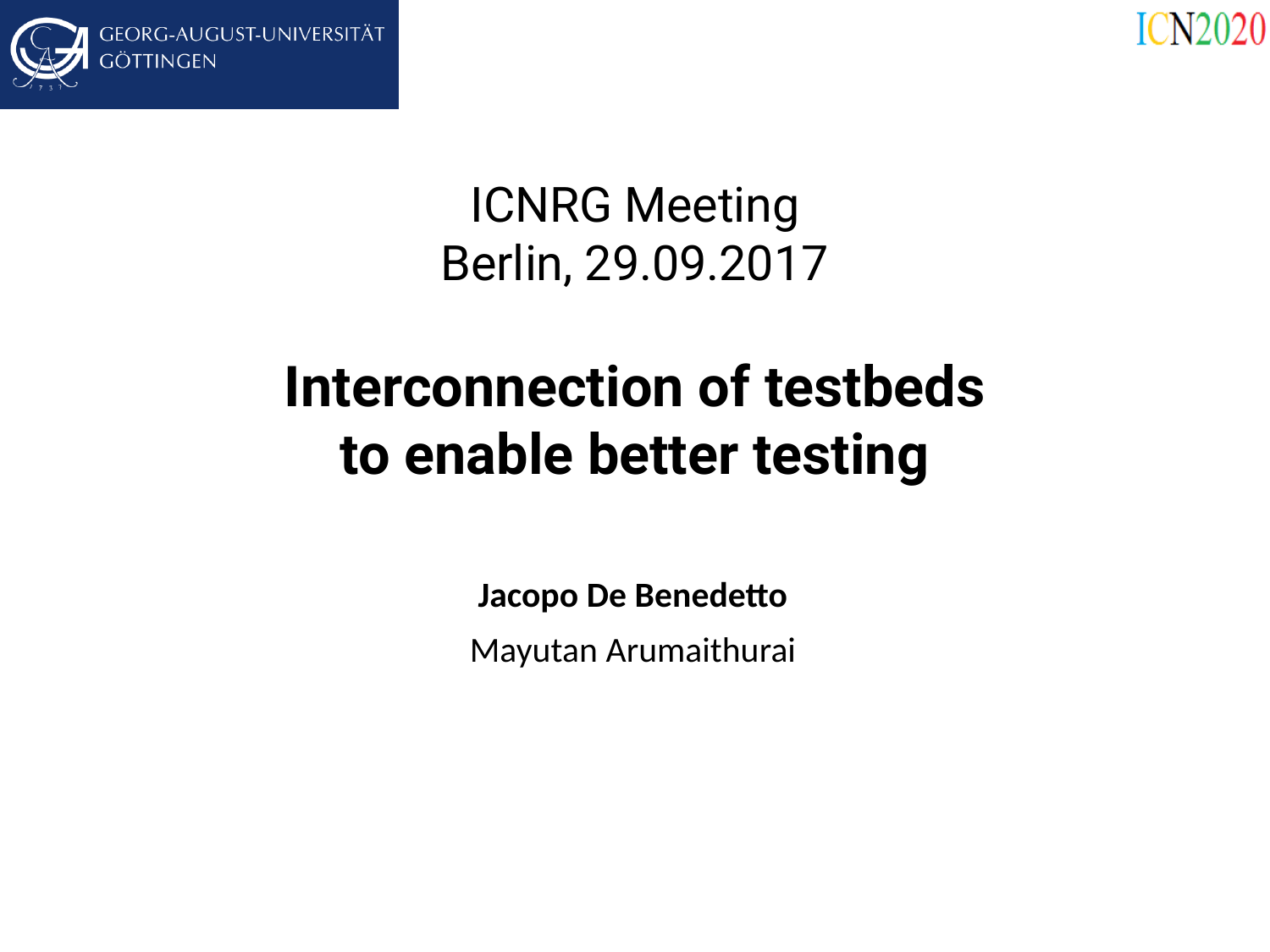GEORG-AUGUST-UNIVERSITÄT GÖTTINGEN

ICN2020

ICNRG Meeting
Berlin, 29.09.2017

# Interconnection of testbeds to enable better testing

**Jacopo De Benedetto**

Mayutan Arumaithurai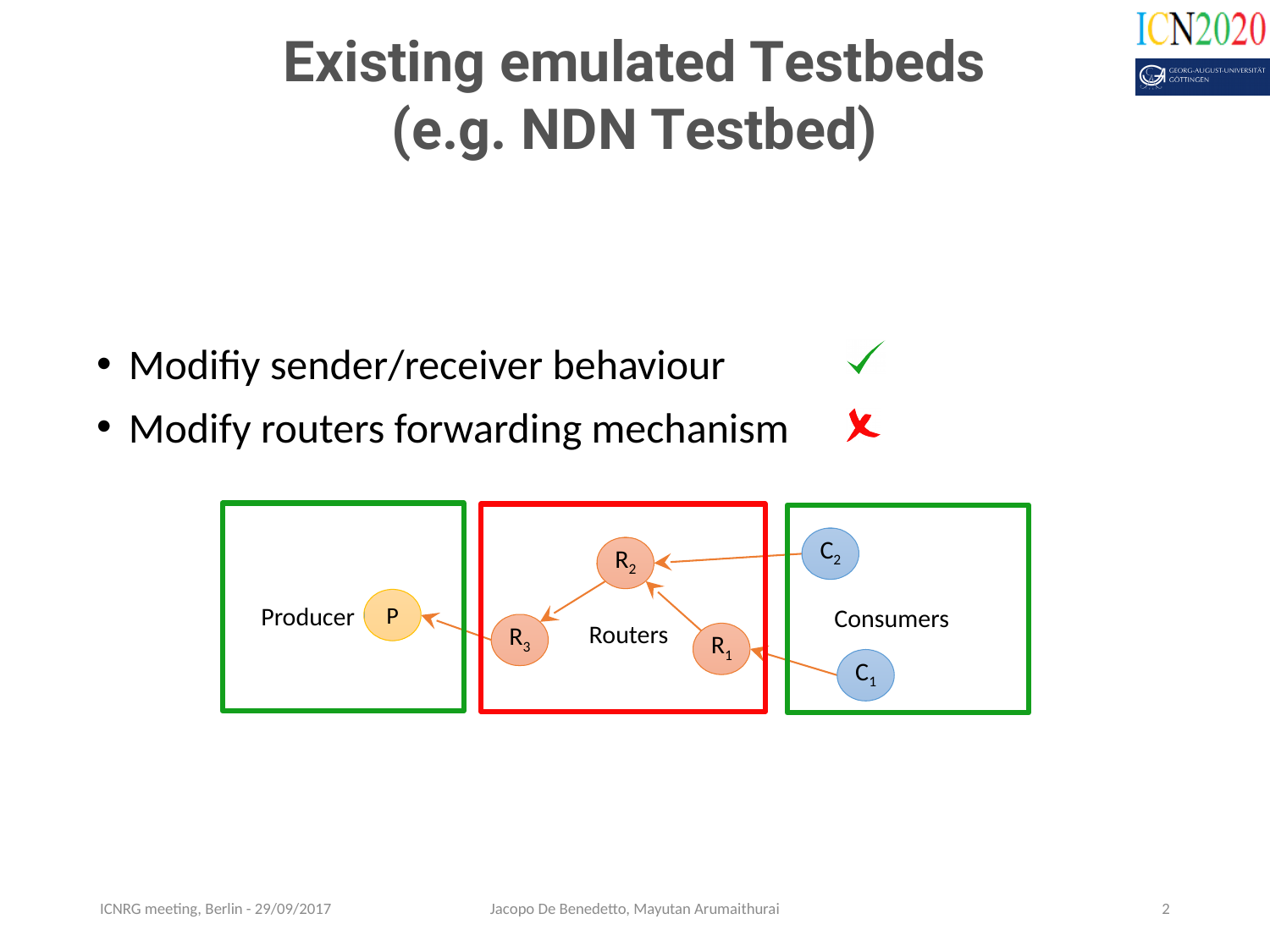# Existing emulated Testbeds (e.g. NDN Testbed)

- Modifiy sender/receiver behaviour ✓
- Modify routers forwarding mechanism ✗

Producer P

Routers $R_1$ $R_2$ $R_3$

Consumers $C_1$ $C_2$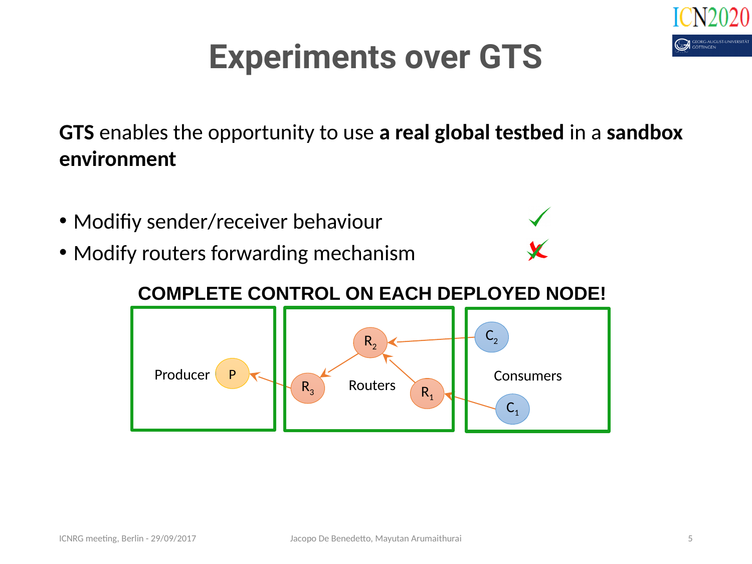# Experiments over GTS

**GTS** enables the opportunity to use **a real global testbed** in a **sandbox environment**

- Modifiy sender/receiver behaviour ✓
- Modify routers forwarding mechanism ✗

**COMPLETE CONTROL ON EACH DEPLOYED NODE!**

Producer P

$R_2$ $R_3$ Routers $R_1$

$C_2$ Consumers $C_1$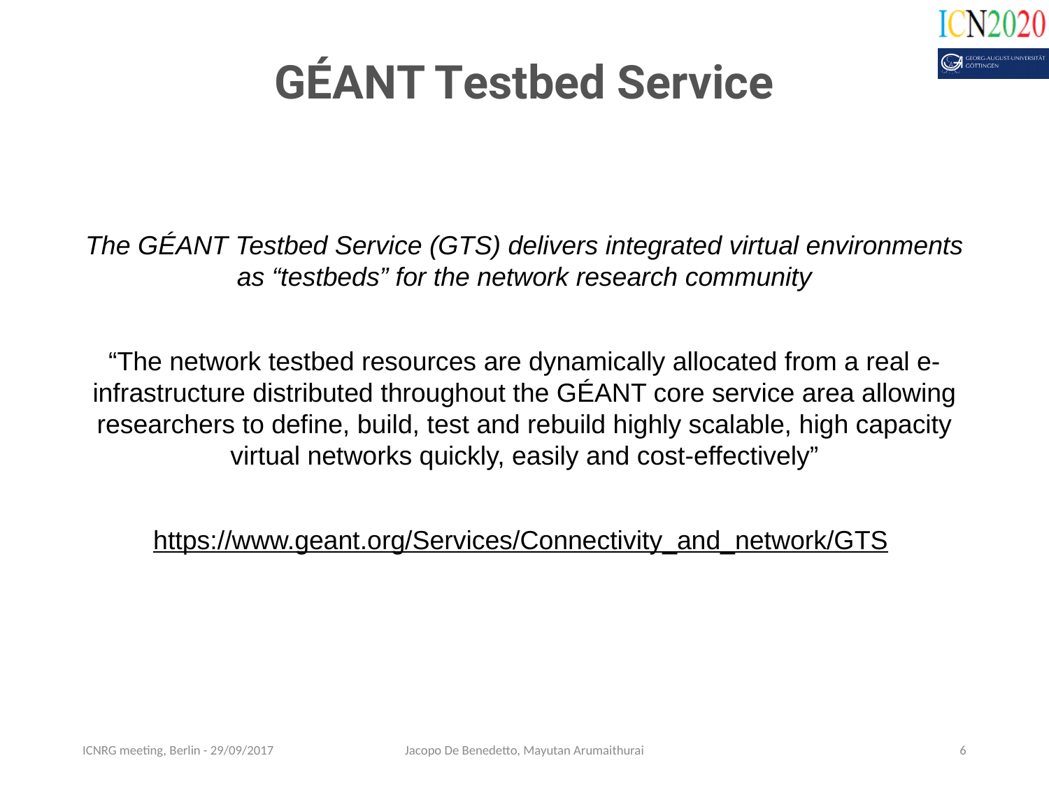# GÉANT Testbed Service

*The GÉANT Testbed Service (GTS) delivers integrated virtual environments as “testbeds” for the network research community*

“The network testbed resources are dynamically allocated from a real e-infrastructure distributed throughout the GÉANT core service area allowing researchers to define, build, test and rebuild highly scalable, high capacity virtual networks quickly, easily and cost-effectively”

https://www.geant.org/Services/Connectivity_and_network/GTS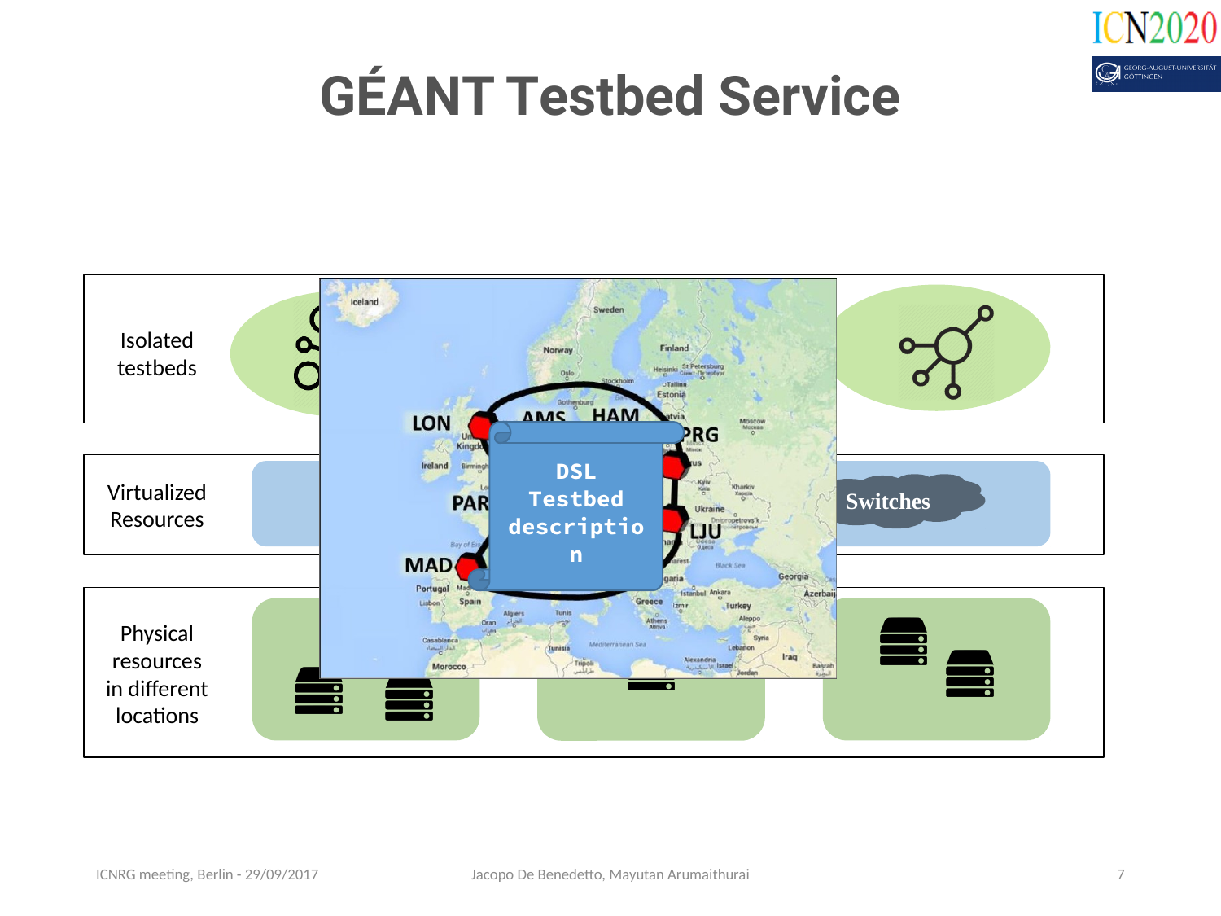# GÉANT Testbed Service

Isolated testbeds

Virtualized Resources

Switches

Physical resources in different locations

LON

AMS

HAM

PRG

PAR

LJU

MAD

DSL Testbed description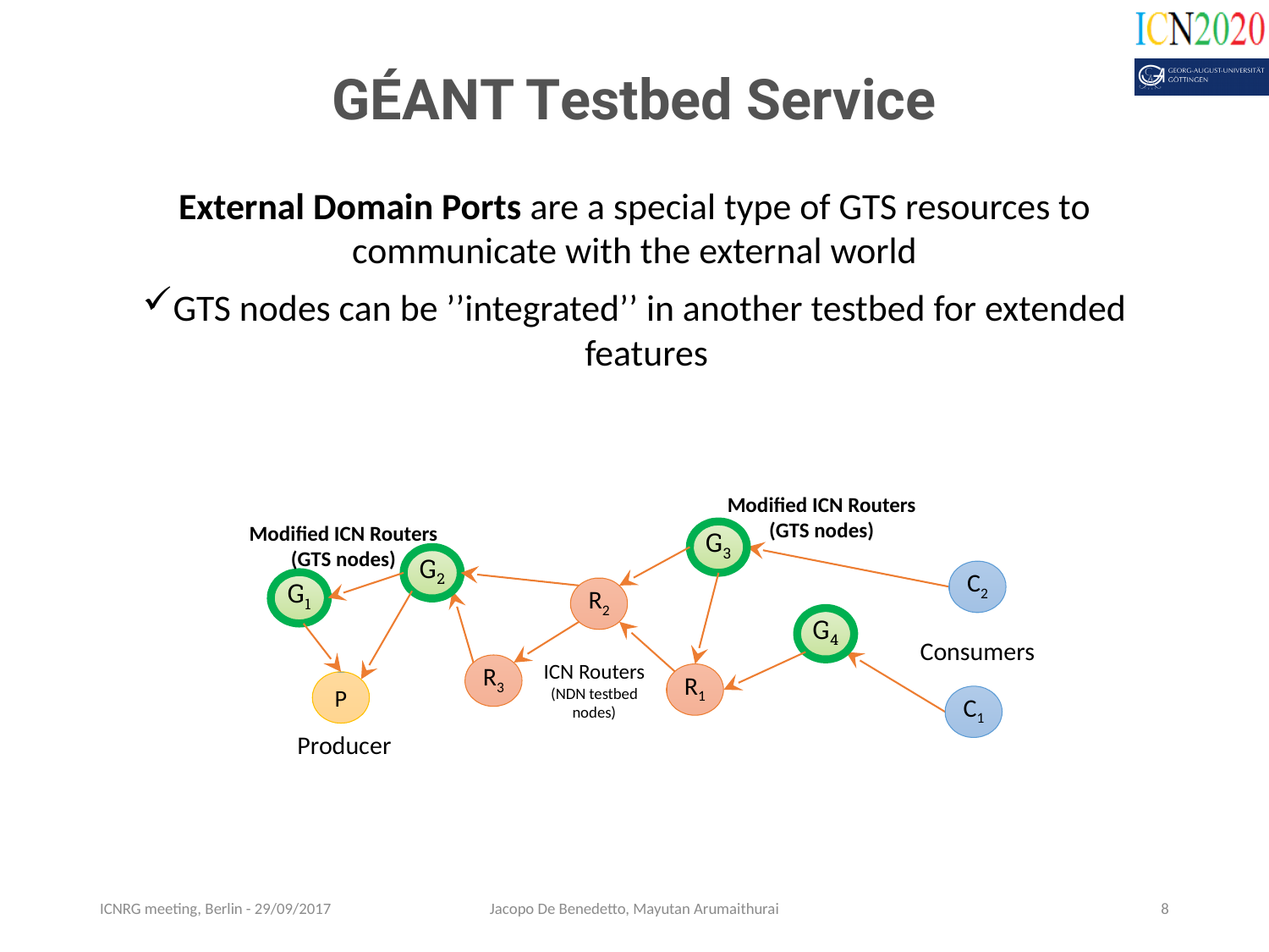# GÉANT Testbed Service

**External Domain Ports** are a special type of GTS resources to communicate with the external world

✓ GTS nodes can be ''integrated'' in another testbed for extended features

**Modified ICN Routers (GTS nodes)**

$G_1$ $G_2$ $G_3$ $G_4$

$R_1$ $R_2$ $R_3$

ICN Routers (NDN testbed nodes)

P

Producer

$C_1$ $C_2$

Consumers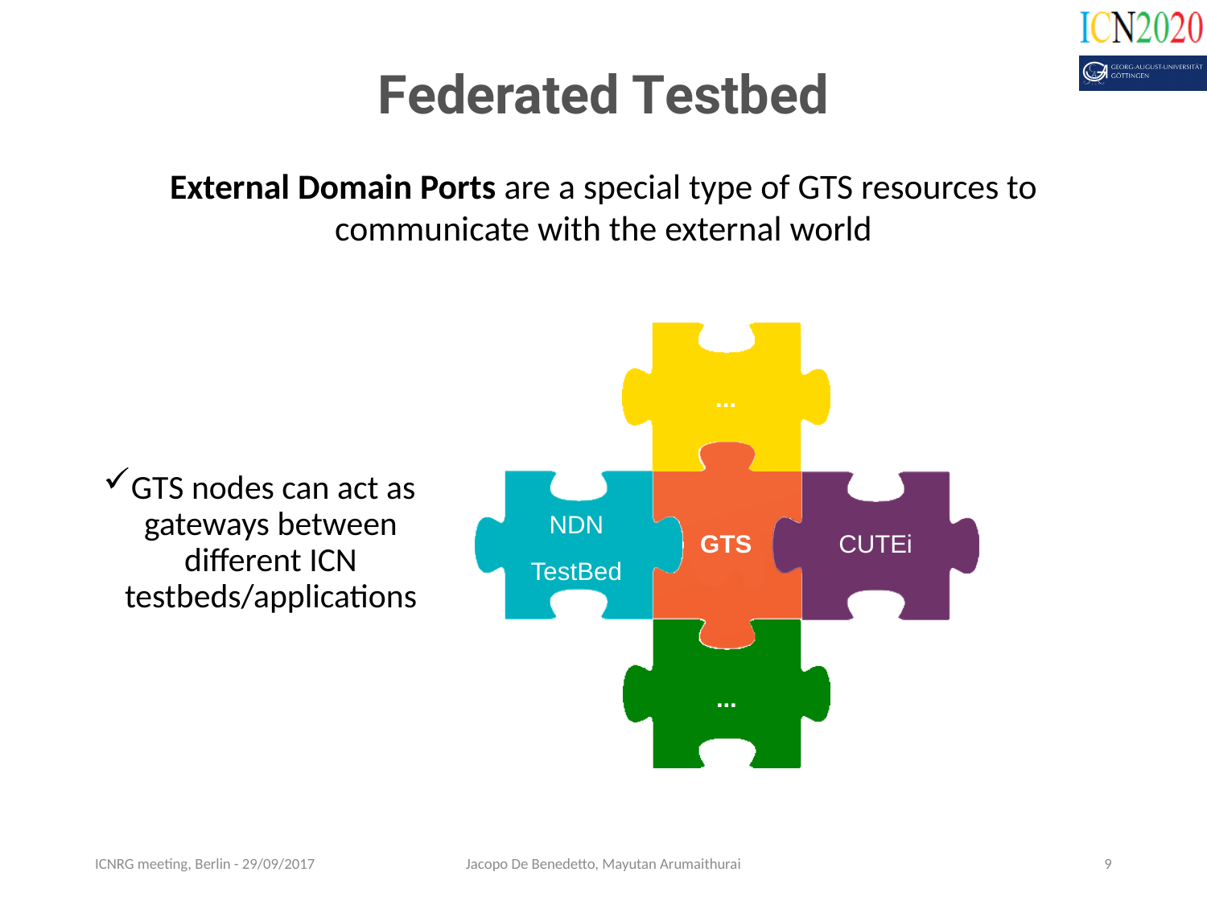# Federated Testbed

**External Domain Ports** are a special type of GTS resources to communicate with the external world

✓ GTS nodes can act as gateways between different ICN testbeds/applications

...

NDN TestBed

GTS

CUTEi

...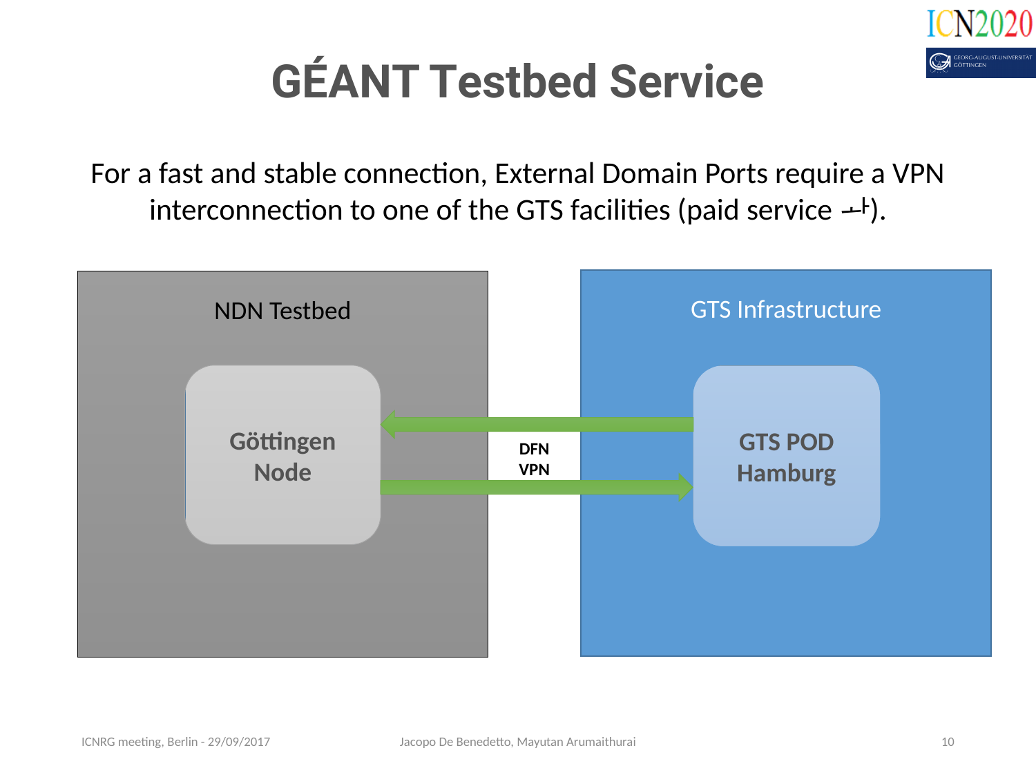# GÉANT Testbed Service

For a fast and stable connection, External Domain Ports require a VPN interconnection to one of the GTS facilities (paid service ⍭).

NDN Testbed

Göttingen Node

DFN VPN

GTS Infrastructure

GTS POD Hamburg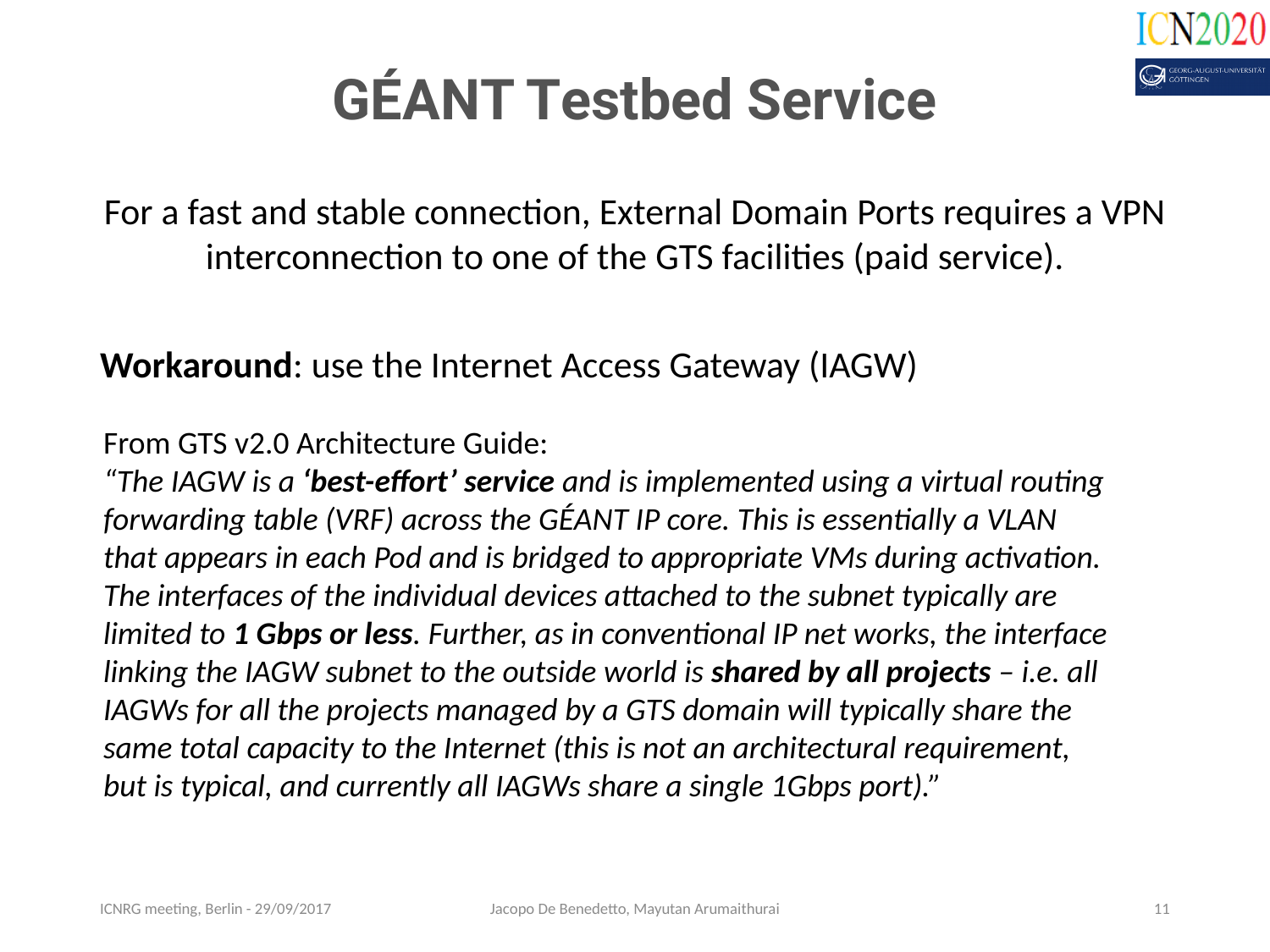# GÉANT Testbed Service

For a fast and stable connection, External Domain Ports requires a VPN interconnection to one of the GTS facilities (paid service).

**Workaround**: use the Internet Access Gateway (IAGW)

From GTS v2.0 Architecture Guide:
*"The IAGW is a **'best-effort' service** and is implemented using a virtual routing forwarding table (VRF) across the GÉANT IP core. This is essentially a VLAN that appears in each Pod and is bridged to appropriate VMs during activation. The interfaces of the individual devices attached to the subnet typically are limited to **1 Gbps or less**. Further, as in conventional IP net works, the interface linking the IAGW subnet to the outside world is **shared by all projects** – i.e. all IAGWs for all the projects managed by a GTS domain will typically share the same total capacity to the Internet (this is not an architectural requirement, but is typical, and currently all IAGWs share a single 1Gbps port)."*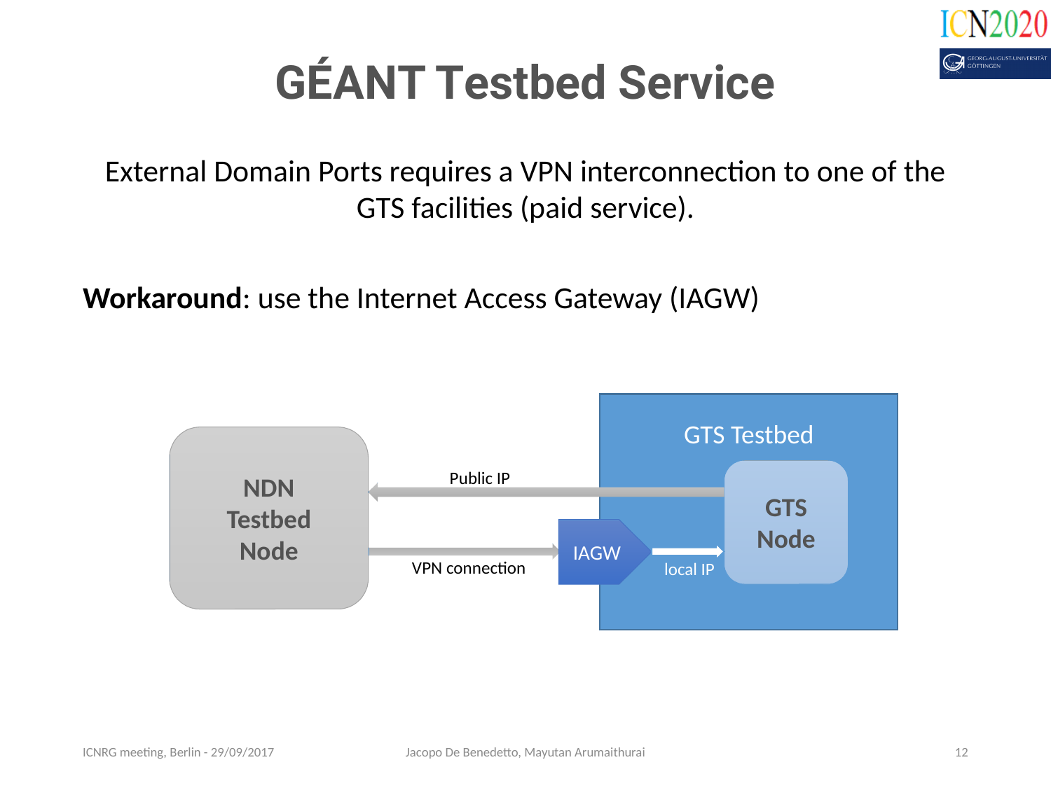# GÉANT Testbed Service

External Domain Ports requires a VPN interconnection to one of the GTS facilities (paid service).

**Workaround**: use the Internet Access Gateway (IAGW)

NDN Testbed Node

Public IP

VPN connection

IAGW

local IP

GTS Testbed

GTS Node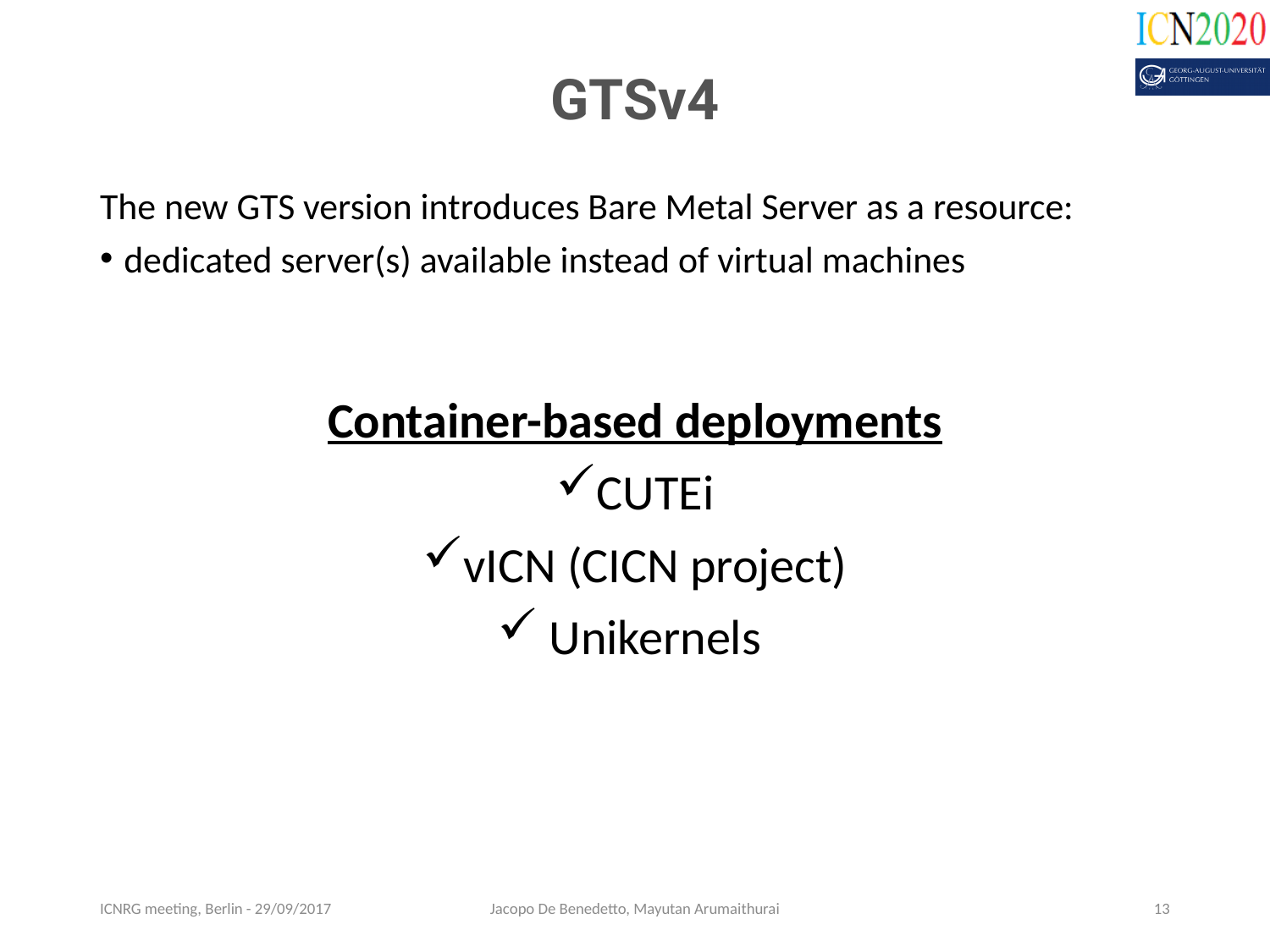# GTSv4

The new GTS version introduces Bare Metal Server as a resource:

- dedicated server(s) available instead of virtual machines

**<u>Container-based deployments</u>**

✓CUTEi

✓vICN (CICN project)

✓ Unikernels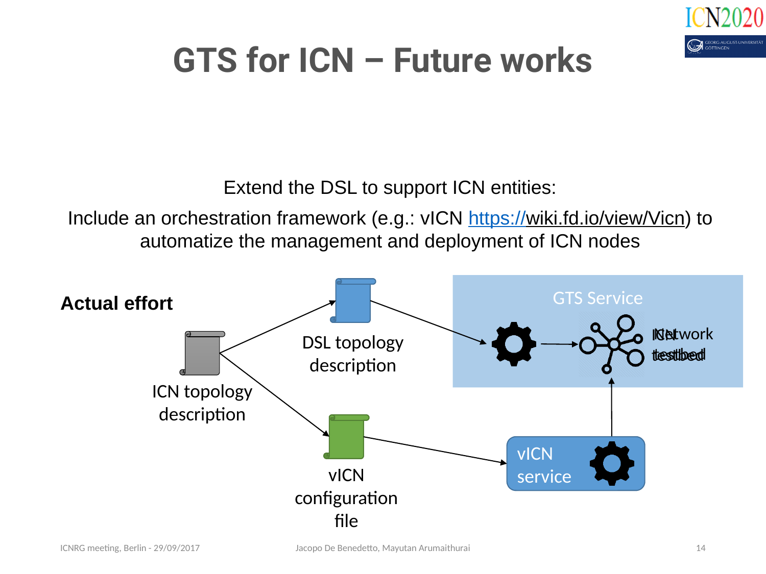# GTS for ICN – Future works

Extend the DSL to support ICN entities:

Include an orchestration framework (e.g.: vICN https://wiki.fd.io/view/Vicn) to automatize the management and deployment of ICN nodes

**Actual effort**

ICN topology description

DSL topology description

vICN configuration file

GTS Service

ICN testbed

vICN service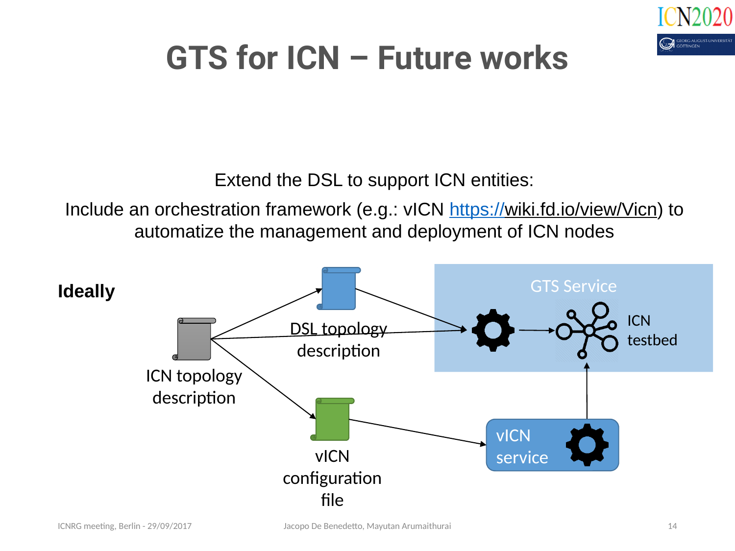# GTS for ICN – Future works

Extend the DSL to support ICN entities:

Include an orchestration framework (e.g.: vICN https://wiki.fd.io/view/Vicn) to automatize the management and deployment of ICN nodes

**Ideally**

ICN topology description

DSL topology description

vICN configuration file

GTS Service

ICN testbed

vICN service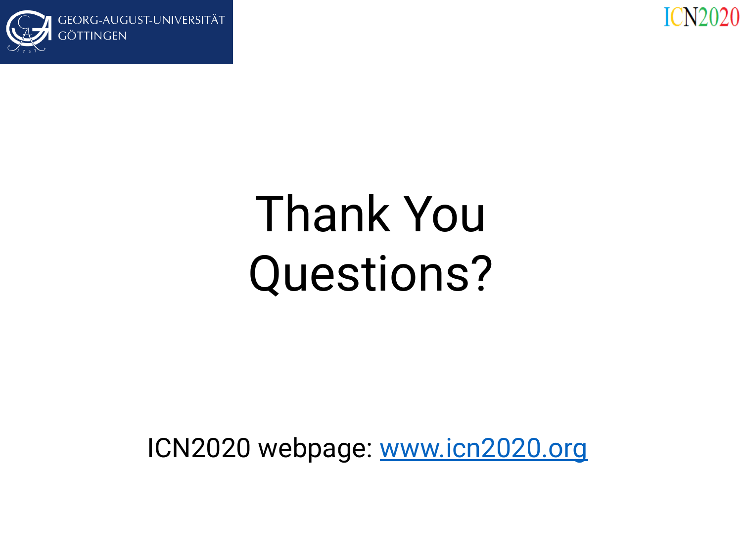# Thank You
# Questions?

ICN2020 webpage: [www.icn2020.org](http://www.icn2020.org)